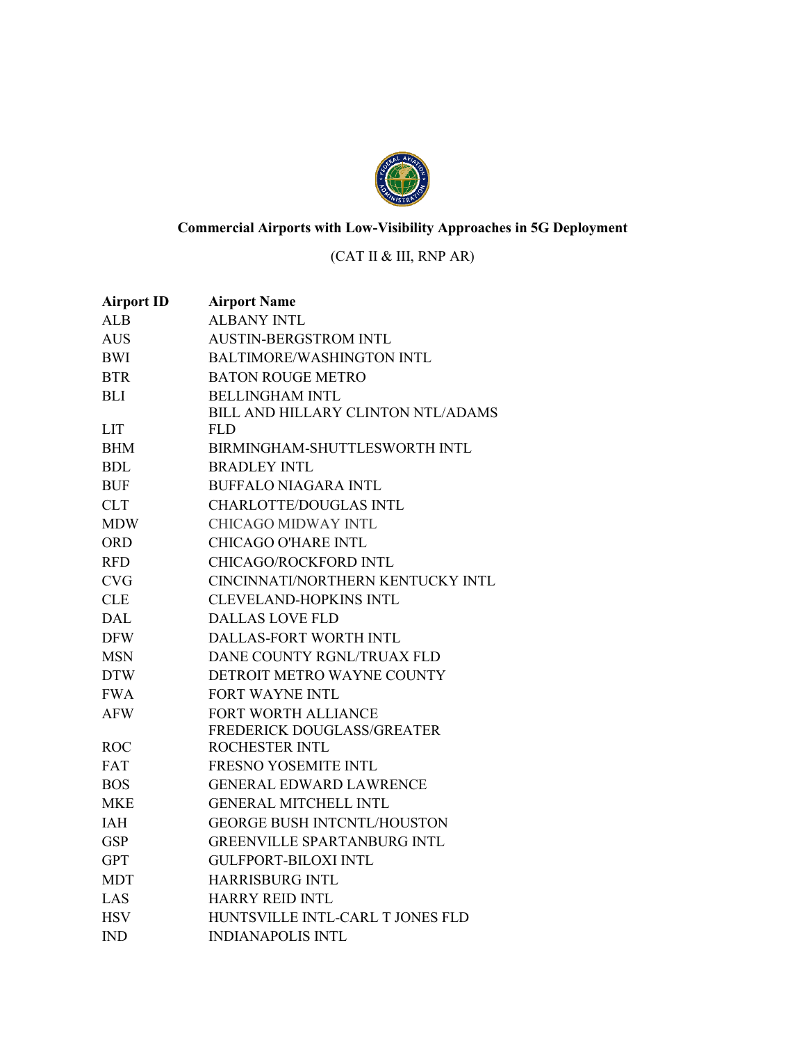**Commercial Airports with Low-Visibility Approaches in 5G Deployment**

(CAT II & III, RNP AR)

| Airport ID | Airport Name |
|---|---|
| ALB | ALBANY INTL |
| AUS | AUSTIN-BERGSTROM INTL |
| BWI | BALTIMORE/WASHINGTON INTL |
| BTR | BATON ROUGE METRO |
| BLI | BELLINGHAM INTL |
| LIT | BILL AND HILLARY CLINTON NTL/ADAMS FLD |
| BHM | BIRMINGHAM-SHUTTLESWORTH INTL |
| BDL | BRADLEY INTL |
| BUF | BUFFALO NIAGARA INTL |
| CLT | CHARLOTTE/DOUGLAS INTL |
| MDW | CHICAGO MIDWAY INTL |
| ORD | CHICAGO O'HARE INTL |
| RFD | CHICAGO/ROCKFORD INTL |
| CVG | CINCINNATI/NORTHERN KENTUCKY INTL |
| CLE | CLEVELAND-HOPKINS INTL |
| DAL | DALLAS LOVE FLD |
| DFW | DALLAS-FORT WORTH INTL |
| MSN | DANE COUNTY RGNL/TRUAX FLD |
| DTW | DETROIT METRO WAYNE COUNTY |
| FWA | FORT WAYNE INTL |
| AFW | FORT WORTH ALLIANCE |
| ROC | FREDERICK DOUGLASS/GREATER ROCHESTER INTL |
| FAT | FRESNO YOSEMITE INTL |
| BOS | GENERAL EDWARD LAWRENCE |
| MKE | GENERAL MITCHELL INTL |
| IAH | GEORGE BUSH INTCNTL/HOUSTON |
| GSP | GREENVILLE SPARTANBURG INTL |
| GPT | GULFPORT-BILOXI INTL |
| MDT | HARRISBURG INTL |
| LAS | HARRY REID INTL |
| HSV | HUNTSVILLE INTL-CARL T JONES FLD |
| IND | INDIANAPOLIS INTL |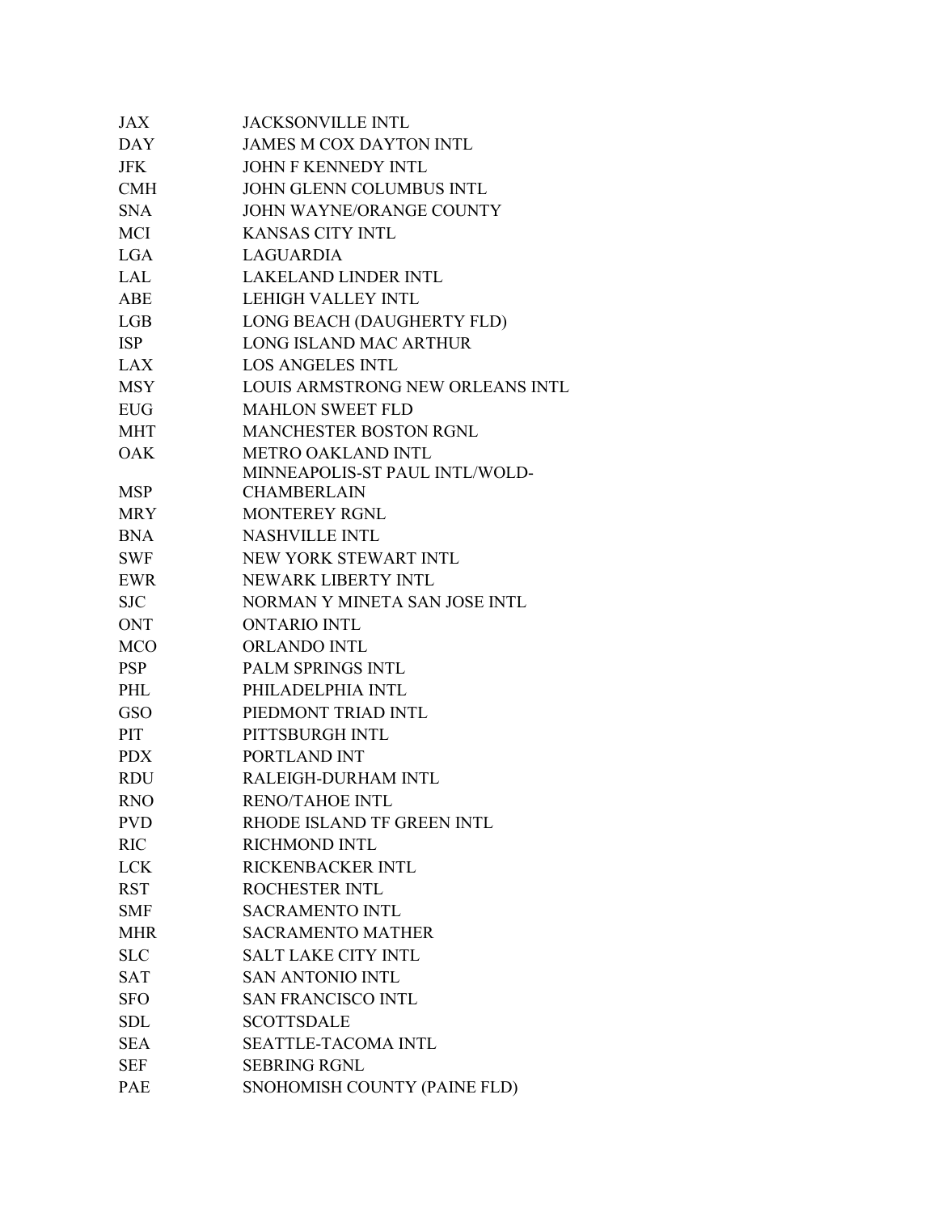| | |
|---|---|
| JAX | JACKSONVILLE INTL |
| DAY | JAMES M COX DAYTON INTL |
| JFK | JOHN F KENNEDY INTL |
| CMH | JOHN GLENN COLUMBUS INTL |
| SNA | JOHN WAYNE/ORANGE COUNTY |
| MCI | KANSAS CITY INTL |
| LGA | LAGUARDIA |
| LAL | LAKELAND LINDER INTL |
| ABE | LEHIGH VALLEY INTL |
| LGB | LONG BEACH (DAUGHERTY FLD) |
| ISP | LONG ISLAND MAC ARTHUR |
| LAX | LOS ANGELES INTL |
| MSY | LOUIS ARMSTRONG NEW ORLEANS INTL |
| EUG | MAHLON SWEET FLD |
| MHT | MANCHESTER BOSTON RGNL |
| OAK | METRO OAKLAND INTL |
| MSP | MINNEAPOLIS-ST PAUL INTL/WOLD-CHAMBERLAIN |
| MRY | MONTEREY RGNL |
| BNA | NASHVILLE INTL |
| SWF | NEW YORK STEWART INTL |
| EWR | NEWARK LIBERTY INTL |
| SJC | NORMAN Y MINETA SAN JOSE INTL |
| ONT | ONTARIO INTL |
| MCO | ORLANDO INTL |
| PSP | PALM SPRINGS INTL |
| PHL | PHILADELPHIA INTL |
| GSO | PIEDMONT TRIAD INTL |
| PIT | PITTSBURGH INTL |
| PDX | PORTLAND INT |
| RDU | RALEIGH-DURHAM INTL |
| RNO | RENO/TAHOE INTL |
| PVD | RHODE ISLAND TF GREEN INTL |
| RIC | RICHMOND INTL |
| LCK | RICKENBACKER INTL |
| RST | ROCHESTER INTL |
| SMF | SACRAMENTO INTL |
| MHR | SACRAMENTO MATHER |
| SLC | SALT LAKE CITY INTL |
| SAT | SAN ANTONIO INTL |
| SFO | SAN FRANCISCO INTL |
| SDL | SCOTTSDALE |
| SEA | SEATTLE-TACOMA INTL |
| SEF | SEBRING RGNL |
| PAE | SNOHOMISH COUNTY (PAINE FLD) |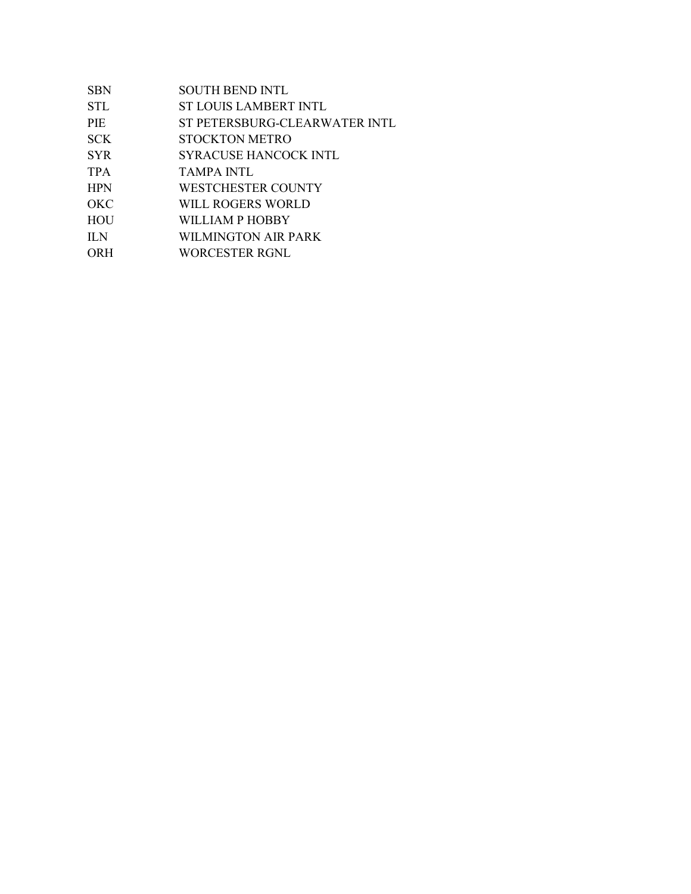| | |
|---|---|
| SBN | SOUTH BEND INTL |
| STL | ST LOUIS LAMBERT INTL |
| PIE | ST PETERSBURG-CLEARWATER INTL |
| SCK | STOCKTON METRO |
| SYR | SYRACUSE HANCOCK INTL |
| TPA | TAMPA INTL |
| HPN | WESTCHESTER COUNTY |
| OKC | WILL ROGERS WORLD |
| HOU | WILLIAM P HOBBY |
| ILN | WILMINGTON AIR PARK |
| ORH | WORCESTER RGNL |